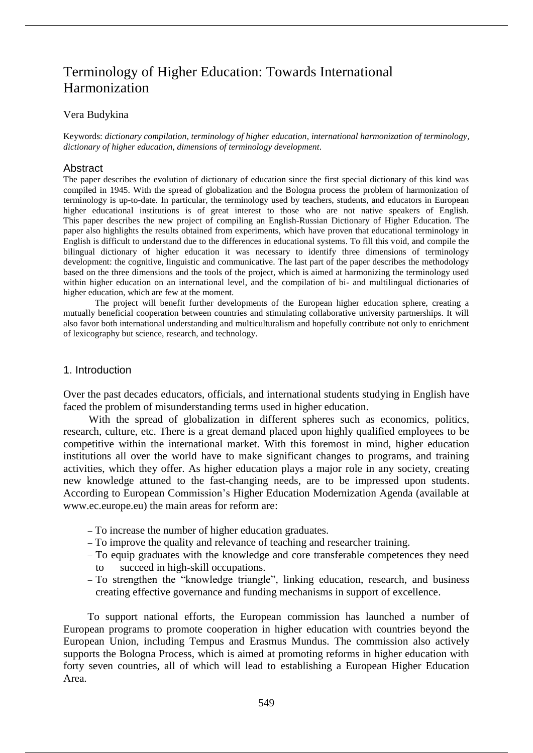# Terminology of Higher Education: Towards International Harmonization

Vera Budykina

Keywords: *dictionary compilation, terminology of higher education, international harmonization of terminology, dictionary of higher education, dimensions of terminology development.*

## Abstract

The paper describes the evolution of dictionary of education since the first special dictionary of this kind was compiled in 1945. With the spread of globalization and the Bologna process the problem of harmonization of terminology is up-to-date. In particular, the terminology used by teachers, students, and educators in European higher educational institutions is of great interest to those who are not native speakers of English. This paper describes the new project of compiling an English-Russian Dictionary of Higher Education. The paper also highlights the results obtained from experiments, which have proven that educational terminology in English is difficult to understand due to the differences in educational systems. To fill this void, and compile the bilingual dictionary of higher education it was necessary to identify three dimensions of terminology development: the cognitive, linguistic and communicative. The last part of the paper describes the methodology based on the three dimensions and the tools of the project, which is aimed at harmonizing the terminology used within higher education on an international level, and the compilation of bi- and multilingual dictionaries of higher education, which are few at the moment.

The project will benefit further developments of the European higher education sphere, creating a mutually beneficial cooperation between countries and stimulating collaborative university partnerships. It will also favor both international understanding and multiculturalism and hopefully contribute not only to enrichment of lexicography but science, research, and technology.

## 1. Introduction

Over the past decades educators, officials, and international students studying in English have faced the problem of misunderstanding terms used in higher education.

With the spread of globalization in different spheres such as economics, politics, research, culture, etc. There is a great demand placed upon highly qualified employees to be competitive within the international market. With this foremost in mind, higher education institutions all over the world have to make significant changes to programs, and training activities, which they offer. As higher education plays a major role in any society, creating new knowledge attuned to the fast-changing needs, are to be impressed upon students. According to European Commission's Higher Education Modernization Agenda (available at www.ec.europe.eu) the main areas for reform are:

- To increase the number of higher education graduates.
- To improve the quality and relevance of teaching and researcher training.
- To equip graduates with the knowledge and core transferable competences they need to succeed in high-skill occupations.
- To strengthen the "knowledge triangle", linking education, research, and business creating effective governance and funding mechanisms in support of excellence.

To support national efforts, the European commission has launched a number of European programs to promote cooperation in higher education with countries beyond the European Union, including Tempus and Erasmus Mundus. The commission also actively supports the Bologna Process, which is aimed at promoting reforms in higher education with forty seven countries, all of which will lead to establishing a European Higher Education Area.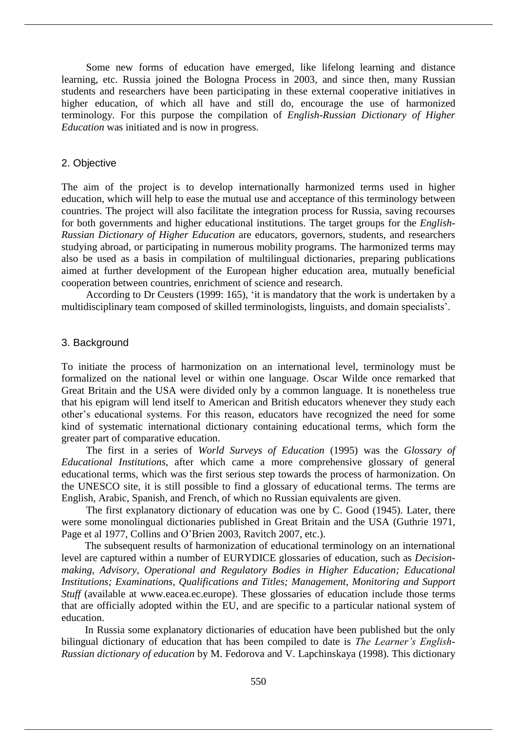Some new forms of education have emerged, like lifelong learning and distance learning, etc. Russia joined the Bologna Process in 2003, and since then, many Russian students and researchers have been participating in these external cooperative initiatives in higher education, of which all have and still do, encourage the use of harmonized terminology. For this purpose the compilation of *English-Russian Dictionary of Higher Education* was initiated and is now in progress.

## 2. Objective

The aim of the project is to develop internationally harmonized terms used in higher education, which will help to ease the mutual use and acceptance of this terminology between countries. The project will also facilitate the integration process for Russia, saving recourses for both governments and higher educational institutions. The target groups for the *English-Russian Dictionary of Higher Education* are educators, governors, students, and researchers studying abroad, or participating in numerous mobility programs. The harmonized terms may also be used as a basis in compilation of multilingual dictionaries, preparing publications aimed at further development of the European higher education area, mutually beneficial cooperation between countries, enrichment of science and research.

According to Dr Ceusters (1999: 165), 'it is mandatory that the work is undertaken by a multidisciplinary team composed of skilled terminologists, linguists, and domain specialists'.

## 3. Background

To initiate the process of harmonization on an international level, terminology must be formalized on the national level or within one language. Oscar Wilde once remarked that Great Britain and the USA were divided only by a common language. It is nonetheless true that his epigram will lend itself to American and British educators whenever they study each other's educational systems. For this reason, educators have recognized the need for some kind of systematic international dictionary containing educational terms, which form the greater part of comparative education.

The first in a series of *World Surveys of Education* (1995) was the *Glossary of Educational Institutions*, after which came a more comprehensive glossary of general educational terms, which was the first serious step towards the process of harmonization. On the UNESCO site, it is still possible to find a glossary of educational terms. The terms are English, Arabic, Spanish, and French, of which no Russian equivalents are given.

The first explanatory dictionary of education was one by C. Good (1945). Later, there were some monolingual dictionaries published in Great Britain and the USA (Guthrie 1971, Page et al 1977, Collins and O'Brien 2003, Ravitch 2007, etc.).

The subsequent results of harmonization of educational terminology on an international level are captured within a number of EURYDICE glossaries of education, such as *Decision-making, Advisory, Operational and Regulatory Bodies in Higher Education; Educational Institutions; Examinations, Qualifications and Titles; Management, Monitoring and Support Stuff* (available at www.eacea.ec.europe). These glossaries of education include those terms that are officially adopted within the EU, and are specific to a particular national system of education.

In Russia some explanatory dictionaries of education have been published but the only bilingual dictionary of education that has been compiled to date is *The Learner's English-Russian dictionary of education* by M. Fedorova and V. Lapchinskaya (1998). This dictionary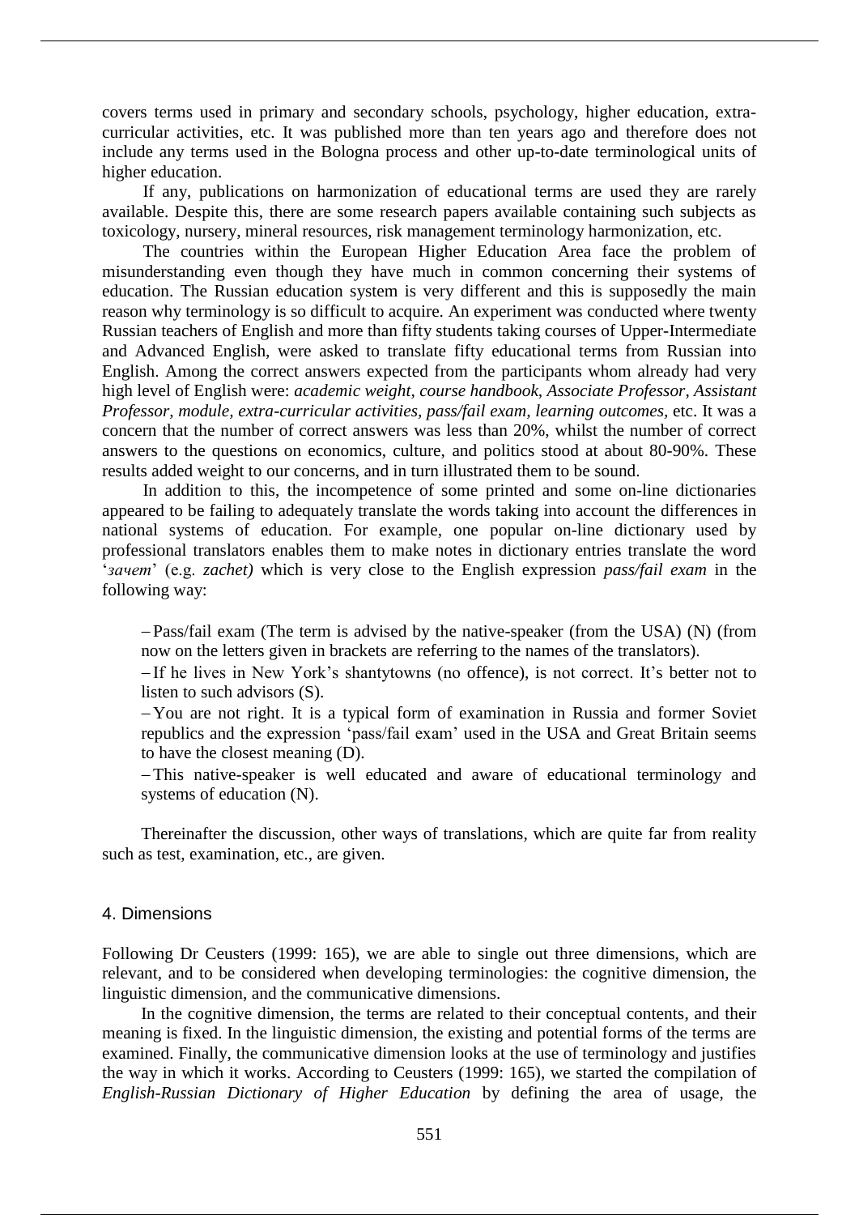covers terms used in primary and secondary schools, psychology, higher education, extra-curricular activities, etc. It was published more than ten years ago and therefore does not include any terms used in the Bologna process and other up-to-date terminological units of higher education.

If any, publications on harmonization of educational terms are used they are rarely available. Despite this, there are some research papers available containing such subjects as toxicology, nursery, mineral resources, risk management terminology harmonization, etc.

The countries within the European Higher Education Area face the problem of misunderstanding even though they have much in common concerning their systems of education. The Russian education system is very different and this is supposedly the main reason why terminology is so difficult to acquire. An experiment was conducted where twenty Russian teachers of English and more than fifty students taking courses of Upper-Intermediate and Advanced English, were asked to translate fifty educational terms from Russian into English. Among the correct answers expected from the participants whom already had very high level of English were: *academic weight, course handbook, Associate Professor, Assistant Professor, module, extra-curricular activities, pass/fail exam, learning outcomes,* etc. It was a concern that the number of correct answers was less than 20%, whilst the number of correct answers to the questions on economics, culture, and politics stood at about 80-90%. These results added weight to our concerns, and in turn illustrated them to be sound.

In addition to this, the incompetence of some printed and some on-line dictionaries appeared to be failing to adequately translate the words taking into account the differences in national systems of education. For example, one popular on-line dictionary used by professional translators enables them to make notes in dictionary entries translate the word '*зачет*' (e.g. *zachet)* which is very close to the English expression *pass/fail exam* in the following way:

> – Pass/fail exam (The term is advised by the native-speaker (from the USA) (N) (from now on the letters given in brackets are referring to the names of the translators).
>
> – If he lives in New York's shantytowns (no offence), is not correct. It's better not to listen to such advisors (S).
>
> – You are not right. It is a typical form of examination in Russia and former Soviet republics and the expression 'pass/fail exam' used in the USA and Great Britain seems to have the closest meaning (D).
>
> – This native-speaker is well educated and aware of educational terminology and systems of education (N).

Thereinafter the discussion, other ways of translations, which are quite far from reality such as test, examination, etc., are given.

## 4. Dimensions

Following Dr Ceusters (1999: 165), we are able to single out three dimensions, which are relevant, and to be considered when developing terminologies: the cognitive dimension, the linguistic dimension, and the communicative dimensions.

In the cognitive dimension, the terms are related to their conceptual contents, and their meaning is fixed. In the linguistic dimension, the existing and potential forms of the terms are examined. Finally, the communicative dimension looks at the use of terminology and justifies the way in which it works. According to Ceusters (1999: 165), we started the compilation of *English-Russian Dictionary of Higher Education* by defining the area of usage, the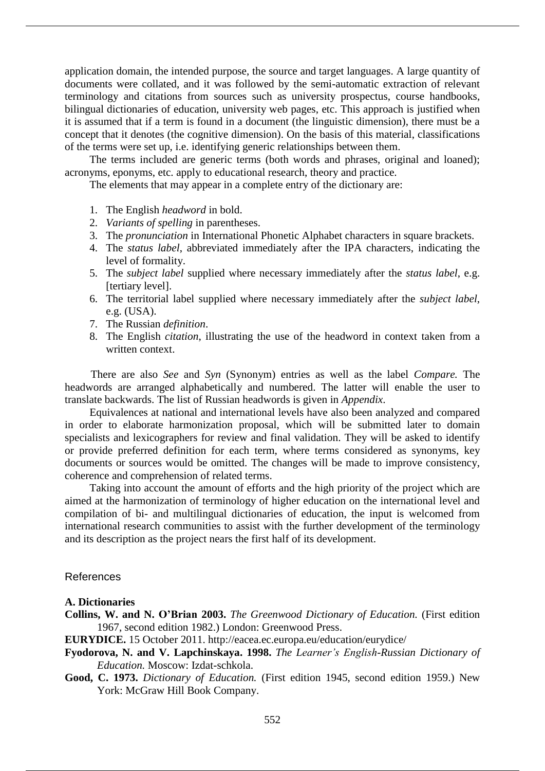application domain, the intended purpose, the source and target languages. A large quantity of documents were collated, and it was followed by the semi-automatic extraction of relevant terminology and citations from sources such as university prospectus, course handbooks, bilingual dictionaries of education, university web pages, etc. This approach is justified when it is assumed that if a term is found in a document (the linguistic dimension), there must be a concept that it denotes (the cognitive dimension). On the basis of this material, classifications of the terms were set up, i.e. identifying generic relationships between them.

The terms included are generic terms (both words and phrases, original and loaned); acronyms, eponyms, etc. apply to educational research, theory and practice.

The elements that may appear in a complete entry of the dictionary are:

1. The English *headword* in bold.
2. *Variants of spelling* in parentheses.
3. The *pronunciation* in International Phonetic Alphabet characters in square brackets.
4. The *status label*, abbreviated immediately after the IPA characters, indicating the level of formality.
5. The *subject label* supplied where necessary immediately after the *status label*, e.g. [tertiary level].
6. The territorial label supplied where necessary immediately after the *subject label*, e.g. (USA).
7. The Russian *definition*.
8. The English *citation*, illustrating the use of the headword in context taken from a written context.

There are also *See* and *Syn* (Synonym) entries as well as the label *Compare.* The headwords are arranged alphabetically and numbered. The latter will enable the user to translate backwards. The list of Russian headwords is given in *Appendix*.

Equivalences at national and international levels have also been analyzed and compared in order to elaborate harmonization proposal, which will be submitted later to domain specialists and lexicographers for review and final validation. They will be asked to identify or provide preferred definition for each term, where terms considered as synonyms, key documents or sources would be omitted. The changes will be made to improve consistency, coherence and comprehension of related terms.

Taking into account the amount of efforts and the high priority of the project which are aimed at the harmonization of terminology of higher education on the international level and compilation of bi- and multilingual dictionaries of education, the input is welcomed from international research communities to assist with the further development of the terminology and its description as the project nears the first half of its development.

## References

### A. Dictionaries

**Collins, W. and N. O'Brian 2003.** *The Greenwood Dictionary of Education.* (First edition 1967, second edition 1982.) London: Greenwood Press.

**EURYDICE.** 15 October 2011. http://eacea.ec.europa.eu/education/eurydice/

**Fyodorova, N. and V. Lapchinskaya. 1998.** *The Learner's English-Russian Dictionary of Education.* Moscow: Izdat-schkola.

**Good, C. 1973.** *Dictionary of Education.* (First edition 1945, second edition 1959.) New York: McGraw Hill Book Company.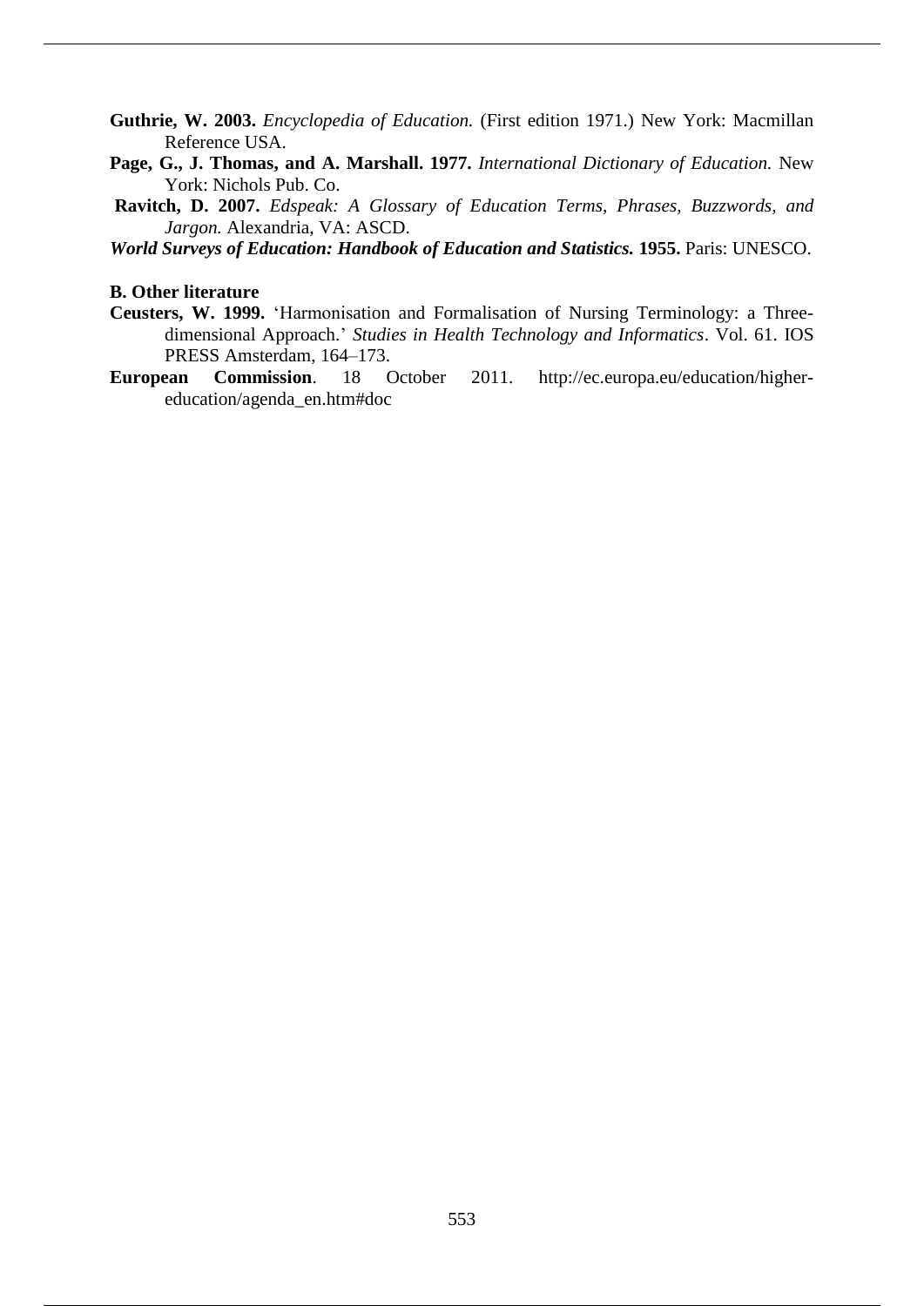**Guthrie, W. 2003.** *Encyclopedia of Education.* (First edition 1971.) New York: Macmillan Reference USA.

**Page, G., J. Thomas, and A. Marshall. 1977.** *International Dictionary of Education.* New York: Nichols Pub. Co.

**Ravitch, D. 2007.** *Edspeak: A Glossary of Education Terms, Phrases, Buzzwords, and Jargon.* Alexandria, VA: ASCD.

***World Surveys of Education: Handbook of Education and Statistics.* 1955.** Paris: UNESCO.

**B. Other literature**

**Ceusters, W. 1999.** 'Harmonisation and Formalisation of Nursing Terminology: a Three-dimensional Approach.' *Studies in Health Technology and Informatics*. Vol. 61. IOS PRESS Amsterdam, 164–173.

**European Commission**. 18 October 2011. http://ec.europa.eu/education/higher-education/agenda_en.htm#doc